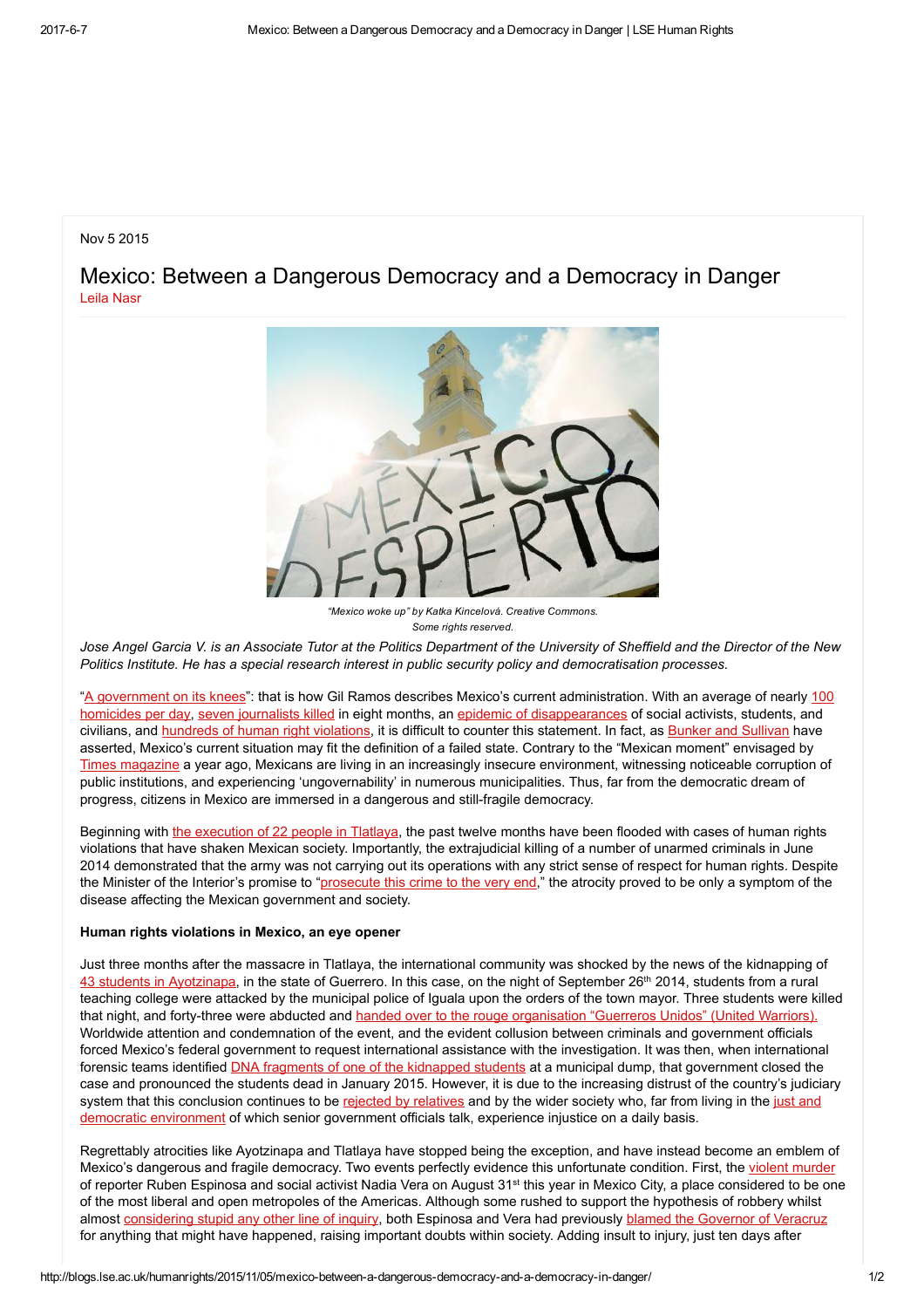Nov 5 2015

# Mexico: Between a Dangerous Democracy and a Democracy in Danger

Leila Nasr

*"Mexico woke up" by Katka Kincelová. Creative Commons. Some rights reserved.*

*Jose Angel Garcia V. is an Associate Tutor at the Politics Department of the University of Sheffield and the Director of the New Politics Institute. He has a special research interest in public security policy and democratisation processes.*

"A government on its knees": that is how Gil Ramos describes Mexico's current administration. With an average of nearly 100 homicides per day, seven journalists killed in eight months, an epidemic of disappearances of social activists, students, and civilians, and hundreds of human right violations, it is difficult to counter this statement. In fact, as Bunker and Sullivan have asserted, Mexico's current situation may fit the definition of a failed state. Contrary to the "Mexican moment" envisaged by Times magazine a year ago, Mexicans are living in an increasingly insecure environment, witnessing noticeable corruption of public institutions, and experiencing 'ungovernability' in numerous municipalities. Thus, far from the democratic dream of progress, citizens in Mexico are immersed in a dangerous and still-fragile democracy.

Beginning with the execution of 22 people in Tlatlaya, the past twelve months have been flooded with cases of human rights violations that have shaken Mexican society. Importantly, the extrajudicial killing of a number of unarmed criminals in June 2014 demonstrated that the army was not carrying out its operations with any strict sense of respect for human rights. Despite the Minister of the Interior's promise to "prosecute this crime to the very end," the atrocity proved to be only a symptom of the disease affecting the Mexican government and society.

**Human rights violations in Mexico, an eye opener**

Just three months after the massacre in Tlatlaya, the international community was shocked by the news of the kidnapping of 43 students in Ayotzinapa, in the state of Guerrero. In this case, on the night of September 26th 2014, students from a rural teaching college were attacked by the municipal police of Iguala upon the orders of the town mayor. Three students were killed that night, and forty-three were abducted and handed over to the rouge organisation "Guerreros Unidos" (United Warriors). Worldwide attention and condemnation of the event, and the evident collusion between criminals and government officials forced Mexico's federal government to request international assistance with the investigation. It was then, when international forensic teams identified DNA fragments of one of the kidnapped students at a municipal dump, that government closed the case and pronounced the students dead in January 2015. However, it is due to the increasing distrust of the country's judiciary system that this conclusion continues to be rejected by relatives and by the wider society who, far from living in the just and democratic environment of which senior government officials talk, experience injustice on a daily basis.

Regrettably atrocities like Ayotzinapa and Tlatlaya have stopped being the exception, and have instead become an emblem of Mexico's dangerous and fragile democracy. Two events perfectly evidence this unfortunate condition. First, the violent murder of reporter Ruben Espinosa and social activist Nadia Vera on August 31st this year in Mexico City, a place considered to be one of the most liberal and open metropoles of the Americas. Although some rushed to support the hypothesis of robbery whilst almost considering stupid any other line of inquiry, both Espinosa and Vera had previously blamed the Governor of Veracruz for anything that might have happened, raising important doubts within society. Adding insult to injury, just ten days after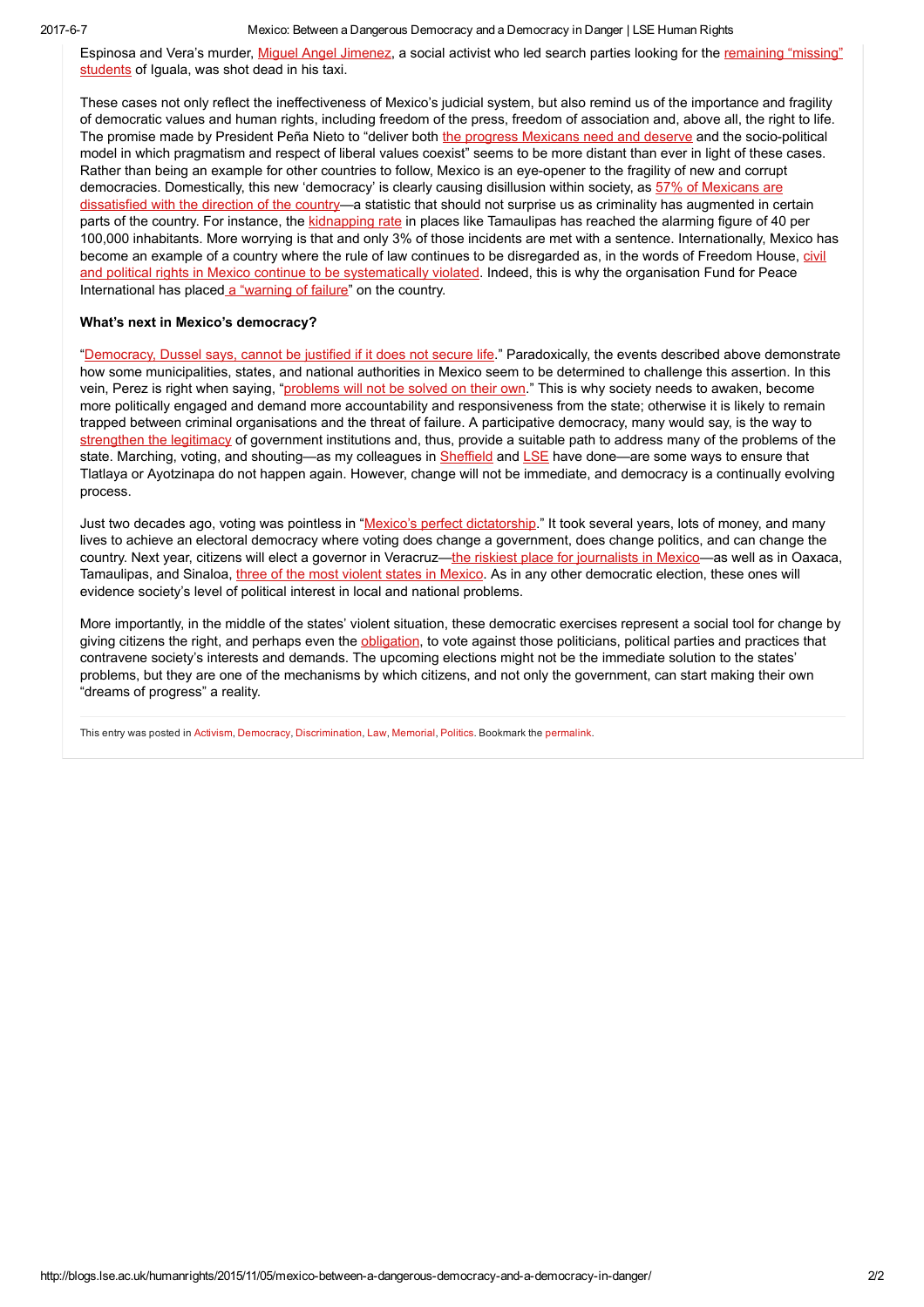Espinosa and Vera's murder, Miguel Angel Jimenez, a social activist who led search parties looking for the remaining "missing" students of Iguala, was shot dead in his taxi.

These cases not only reflect the ineffectiveness of Mexico's judicial system, but also remind us of the importance and fragility of democratic values and human rights, including freedom of the press, freedom of association and, above all, the right to life. The promise made by President Peña Nieto to "deliver both the progress Mexicans need and deserve and the socio-political model in which pragmatism and respect of liberal values coexist" seems to be more distant than ever in light of these cases. Rather than being an example for other countries to follow, Mexico is an eye-opener to the fragility of new and corrupt democracies. Domestically, this new 'democracy' is clearly causing disillusion within society, as 57% of Mexicans are dissatisfied with the direction of the country—a statistic that should not surprise us as criminality has augmented in certain parts of the country. For instance, the kidnapping rate in places like Tamaulipas has reached the alarming figure of 40 per 100,000 inhabitants. More worrying is that and only 3% of those incidents are met with a sentence. Internationally, Mexico has become an example of a country where the rule of law continues to be disregarded as, in the words of Freedom House, civil and political rights in Mexico continue to be systematically violated. Indeed, this is why the organisation Fund for Peace International has placed a "warning of failure" on the country.

**What's next in Mexico's democracy?**

"Democracy, Dussel says, cannot be justified if it does not secure life." Paradoxically, the events described above demonstrate how some municipalities, states, and national authorities in Mexico seem to be determined to challenge this assertion. In this vein, Perez is right when saying, "problems will not be solved on their own." This is why society needs to awaken, become more politically engaged and demand more accountability and responsiveness from the state; otherwise it is likely to remain trapped between criminal organisations and the threat of failure. A participative democracy, many would say, is the way to strengthen the legitimacy of government institutions and, thus, provide a suitable path to address many of the problems of the state. Marching, voting, and shouting—as my colleagues in Sheffield and LSE have done—are some ways to ensure that Tlatlaya or Ayotzinapa do not happen again. However, change will not be immediate, and democracy is a continually evolving process.

Just two decades ago, voting was pointless in "Mexico's perfect dictatorship." It took several years, lots of money, and many lives to achieve an electoral democracy where voting does change a government, does change politics, and can change the country. Next year, citizens will elect a governor in Veracruz—the riskiest place for journalists in Mexico—as well as in Oaxaca, Tamaulipas, and Sinaloa, three of the most violent states in Mexico. As in any other democratic election, these ones will evidence society's level of political interest in local and national problems.

More importantly, in the middle of the states' violent situation, these democratic exercises represent a social tool for change by giving citizens the right, and perhaps even the obligation, to vote against those politicians, political parties and practices that contravene society's interests and demands. The upcoming elections might not be the immediate solution to the states' problems, but they are one of the mechanisms by which citizens, and not only the government, can start making their own "dreams of progress" a reality.

This entry was posted in Activism, Democracy, Discrimination, Law, Memorial, Politics. Bookmark the permalink.